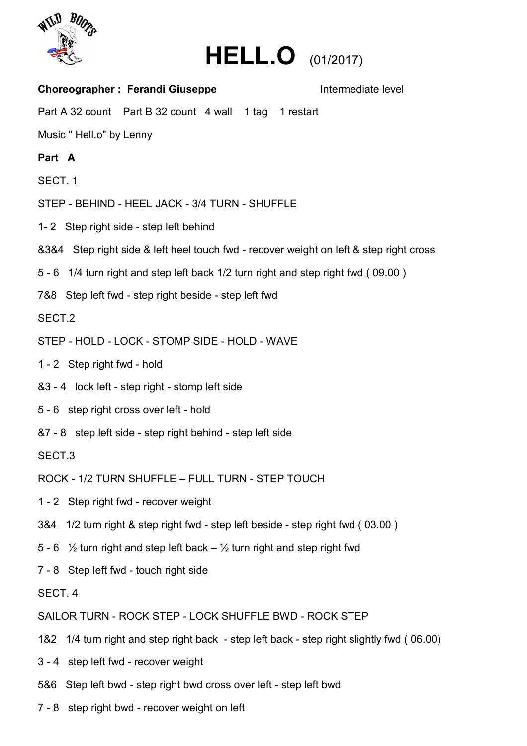# HELL.O (01/2017)

**Choreographer : Ferandi Giuseppe** Intermediate level

Part A 32 count Part B 32 count 4 wall 1 tag 1 restart

Music " Hell.o" by Lenny

**Part A**

SECT. 1

STEP - BEHIND - HEEL JACK - 3/4 TURN - SHUFFLE

1- 2 Step right side - step left behind

&3&4 Step right side & left heel touch fwd - recover weight on left & step right cross

5 - 6 1/4 turn right and step left back 1/2 turn right and step right fwd ( 09.00 )

7&8 Step left fwd - step right beside - step left fwd

SECT.2

STEP - HOLD - LOCK - STOMP SIDE - HOLD - WAVE

1 - 2 Step right fwd - hold

&3 - 4 lock left - step right - stomp left side

5 - 6 step right cross over left - hold

&7 - 8 step left side - step right behind - step left side

SECT.3

ROCK - 1/2 TURN SHUFFLE – FULL TURN - STEP TOUCH

1 - 2 Step right fwd - recover weight

3&4 1/2 turn right & step right fwd - step left beside - step right fwd ( 03.00 )

5 - 6 ½ turn right and step left back – ½ turn right and step right fwd

7 - 8 Step left fwd - touch right side

SECT. 4

SAILOR TURN - ROCK STEP - LOCK SHUFFLE BWD - ROCK STEP

1&2 1/4 turn right and step right back - step left back - step right slightly fwd ( 06.00)

3 - 4 step left fwd - recover weight

5&6 Step left bwd - step right bwd cross over left - step left bwd

7 - 8 step right bwd - recover weight on left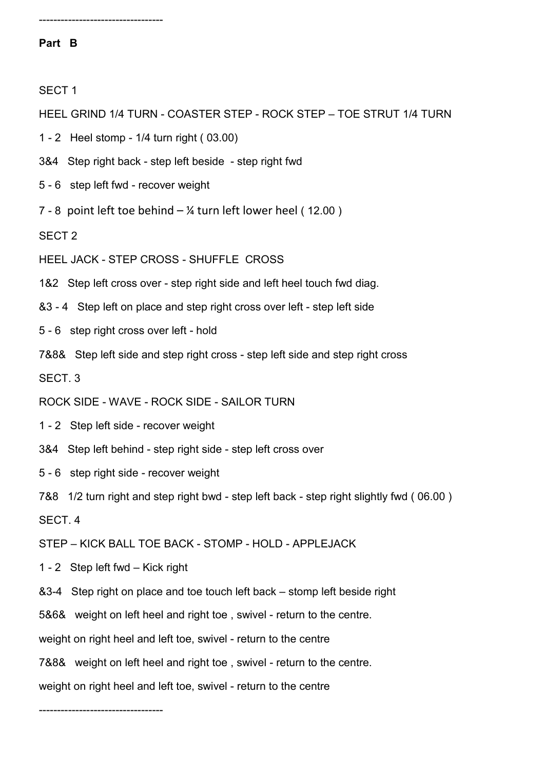---------------------------------

**Part B**

SECT 1

HEEL GRIND 1/4 TURN - COASTER STEP - ROCK STEP – TOE STRUT 1/4 TURN

1 - 2 Heel stomp - 1/4 turn right ( 03.00)

3&4 Step right back - step left beside - step right fwd

5 - 6 step left fwd - recover weight

7 - 8 point left toe behind – ¼ turn left lower heel ( 12.00 )

SECT 2

HEEL JACK - STEP CROSS - SHUFFLE CROSS

1&2 Step left cross over - step right side and left heel touch fwd diag.

&3 - 4 Step left on place and step right cross over left - step left side

5 - 6 step right cross over left - hold

7&8& Step left side and step right cross - step left side and step right cross

SECT. 3

ROCK SIDE - WAVE - ROCK SIDE - SAILOR TURN

1 - 2 Step left side - recover weight

3&4 Step left behind - step right side - step left cross over

5 - 6 step right side - recover weight

7&8 1/2 turn right and step right bwd - step left back - step right slightly fwd ( 06.00 )

SECT. 4

STEP – KICK BALL TOE BACK - STOMP - HOLD - APPLEJACK

1 - 2 Step left fwd – Kick right

&3-4 Step right on place and toe touch left back – stomp left beside right

5&6& weight on left heel and right toe , swivel - return to the centre.

weight on right heel and left toe, swivel - return to the centre

7&8& weight on left heel and right toe , swivel - return to the centre.

weight on right heel and left toe, swivel - return to the centre

---------------------------------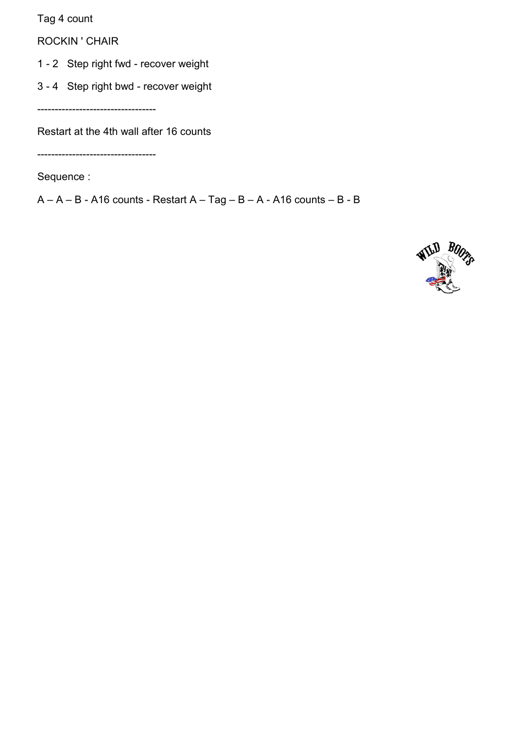Tag 4 count

ROCKIN ' CHAIR

1 - 2   Step right fwd - recover weight

3 - 4   Step right bwd - recover weight

---------------------------------

Restart at the 4th wall after 16 counts

---------------------------------

Sequence :

A – A – B - A16 counts - Restart A – Tag – B – A - A16 counts – B - B